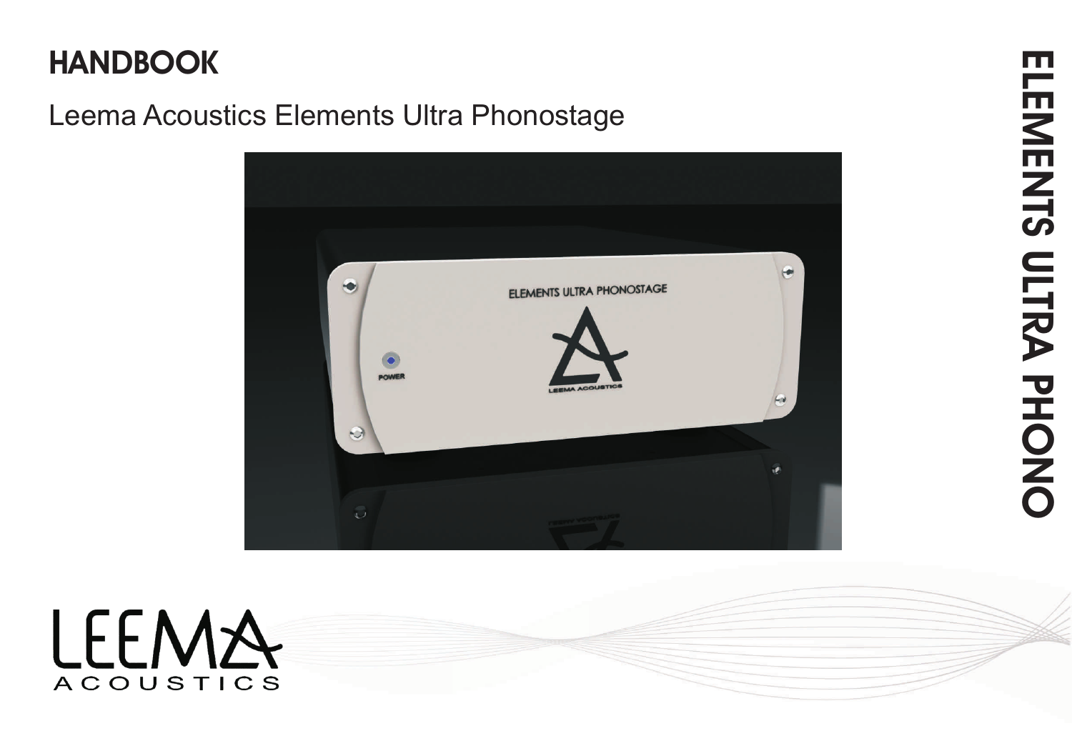# HANDBOOK

## Leema Acoustics Elements Ultra Phonostage

ELEMENTS ULTRA PHONO

LEEMA ACOUSTICS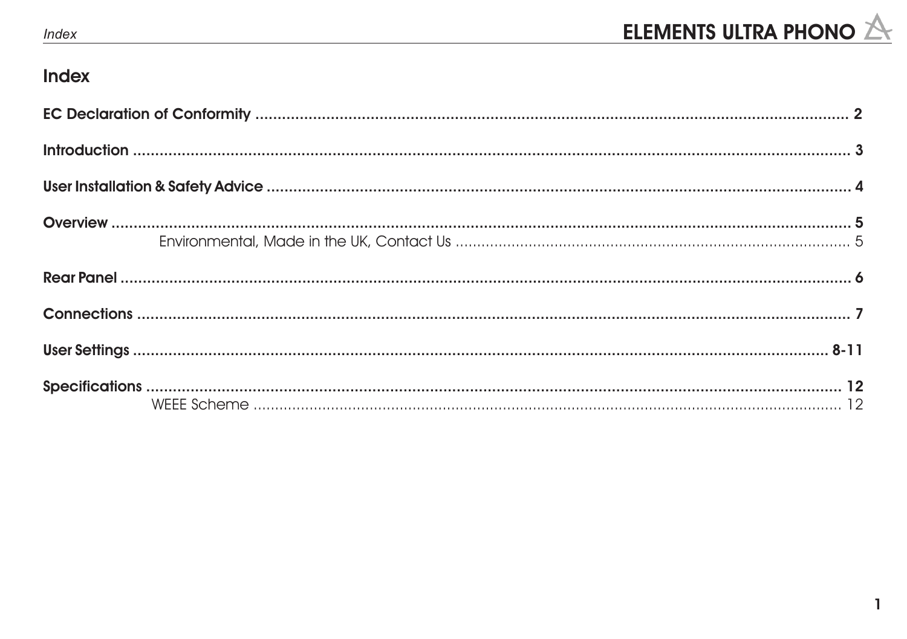# Index

**EC Declaration of Conformity** ........................................................................ **2**

**Introduction** ........................................................................ **3**

**User Installation & Safety Advice** ........................................................................ **4**

**Overview** ........................................................................ **5**

Environmental, Made in the UK, Contact Us ........................................................................ 5

**Rear Panel** ........................................................................ **6**

**Connections** ........................................................................ **7**

**User Settings** ........................................................................ **8-11**

**Specifications** ........................................................................ **12**

WEEE Scheme ........................................................................ 12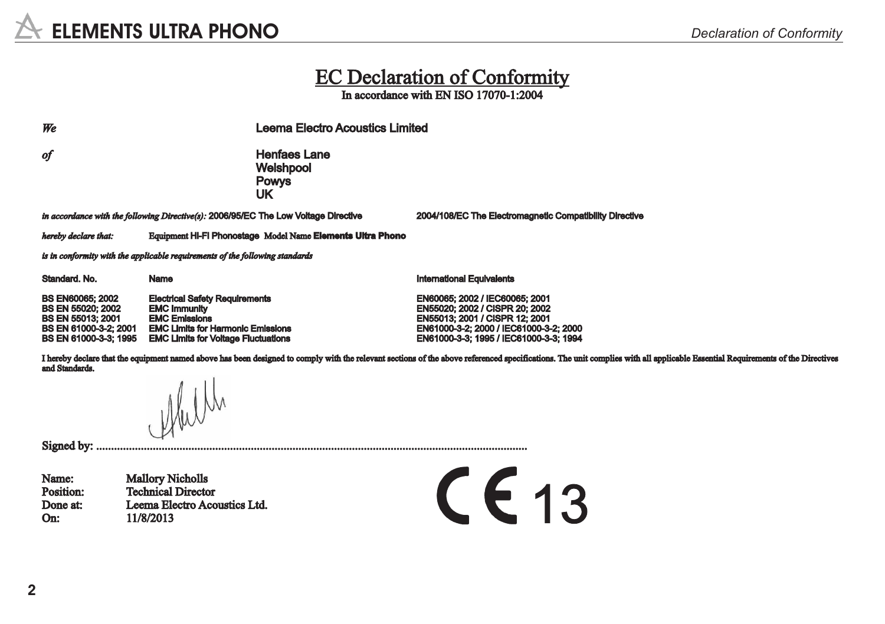# EC Declaration of Conformity

In accordance with EN ISO 17070-1:2004

| | |
|---|---|
| *We* | Leema Electro Acoustics Limited |
| *of* | Henfaes Lane<br>Welshpool<br>Powys<br>UK |

*in accordance with the following Directive(s):* 2006/95/EC The Low Voltage Directive    2004/108/EC The Electromagnetic Compatibility Directive

*hereby declare that:*    Equipment HI-FI Phonostage  Model Name **Elements Ultra Phono**

*is in conformity with the applicable requirements of the following standards*

| Standard. No. | Name | International Equivalents |
|---|---|---|
| BS EN60065; 2002 | Electrical Safety Requirements | EN60065; 2002 / IEC60065; 2001 |
| BS EN 55020; 2002 | EMC Immunity | EN55020; 2002 / CISPR 20; 2002 |
| BS EN 55013; 2001 | EMC Emissions | EN55013; 2001 / CISPR 12; 2001 |
| BS EN 61000-3-2; 2001 | EMC Limits for Harmonic Emissions | EN61000-3-2; 2000 / IEC61000-3-2; 2000 |
| BS EN 61000-3-3; 1995 | EMC Limits for Voltage Fluctuations | EN61000-3-3; 1995 / IEC61000-3-3; 1994 |

I hereby declare that the equipment named above has been designed to comply with the relevant sections of the above referenced specifications. The unit complies with all applicable Essential Requirements of the Directives and Standards.

Signed by: ..........................................................................................................................................

| | |
|---|---|
| Name: | Mallory Nicholls |
| Position: | Technical Director |
| Done at: | Leema Electro Acoustics Ltd. |
| On: | 11/8/2013 |

CE 13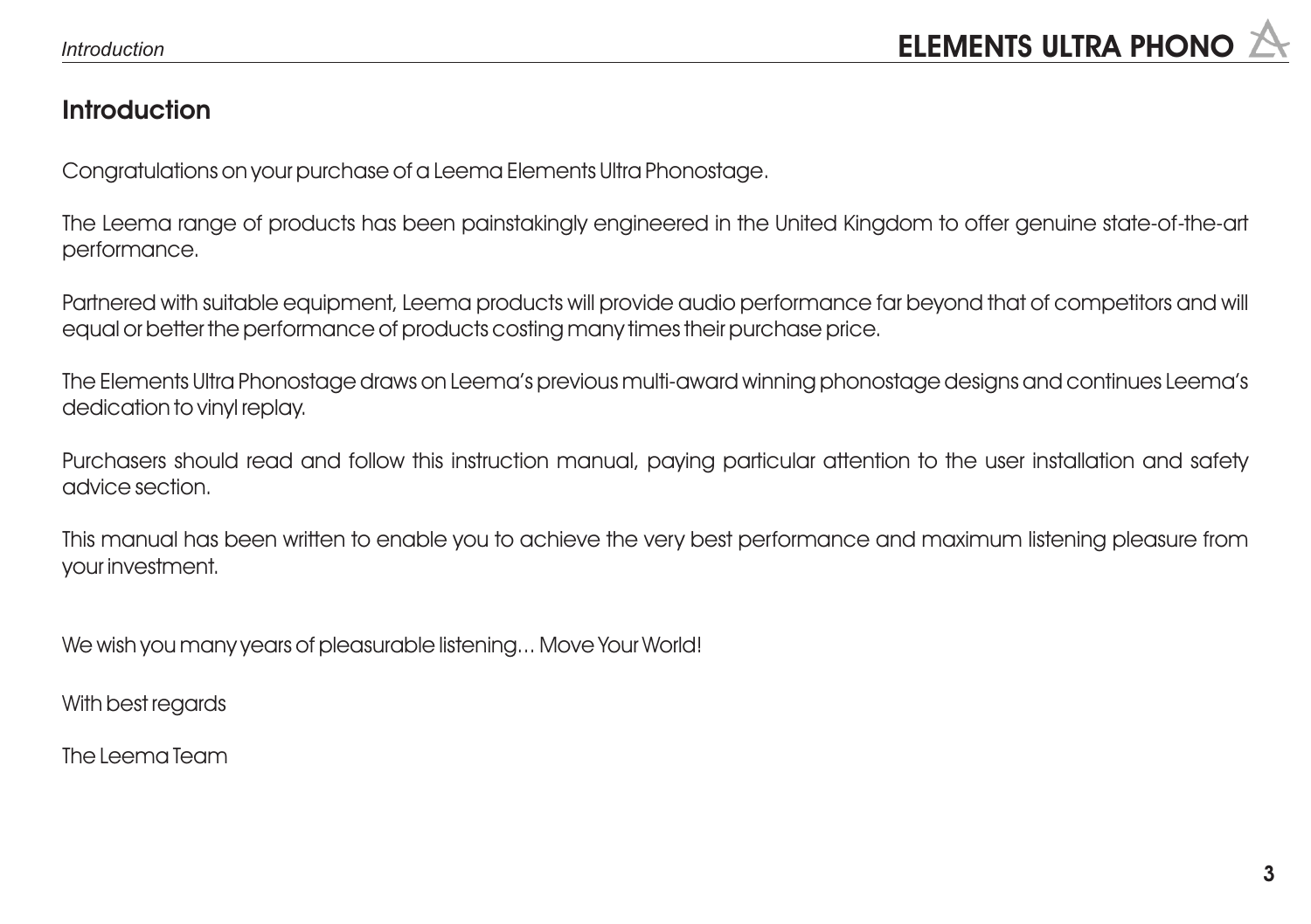## Introduction

Congratulations on your purchase of a Leema Elements Ultra Phonostage.

The Leema range of products has been painstakingly engineered in the United Kingdom to offer genuine state-of-the-art performance.

Partnered with suitable equipment, Leema products will provide audio performance far beyond that of competitors and will equal or better the performance of products costing many times their purchase price.

The Elements Ultra Phonostage draws on Leema's previous multi-award winning phonostage designs and continues Leema's dedication to vinyl replay.

Purchasers should read and follow this instruction manual, paying particular attention to the user installation and safety advice section.

This manual has been written to enable you to achieve the very best performance and maximum listening pleasure from your investment.

We wish you many years of pleasurable listening… Move Your World!

With best regards

The Leema Team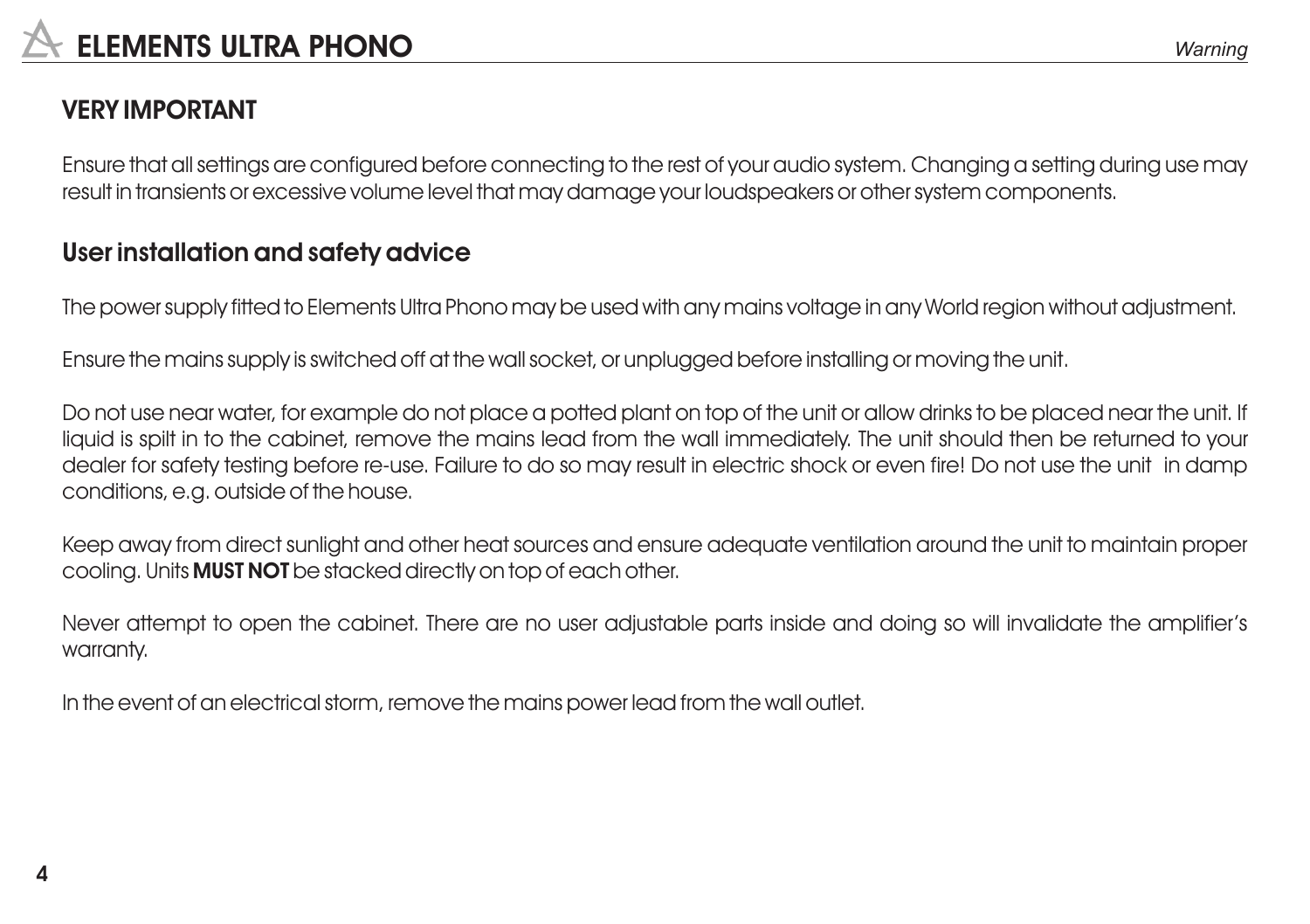## VERY IMPORTANT

Ensure that all settings are configured before connecting to the rest of your audio system. Changing a setting during use may result in transients or excessive volume level that may damage your loudspeakers or other system components.

## User installation and safety advice

The power supply fitted to Elements Ultra Phono may be used with any mains voltage in any World region without adjustment.

Ensure the mains supply is switched off at the wall socket, or unplugged before installing or moving the unit.

Do not use near water, for example do not place a potted plant on top of the unit or allow drinks to be placed near the unit. If liquid is spilt in to the cabinet, remove the mains lead from the wall immediately. The unit should then be returned to your dealer for safety testing before re-use. Failure to do so may result in electric shock or even fire! Do not use the unit in damp conditions, e.g. outside of the house.

Keep away from direct sunlight and other heat sources and ensure adequate ventilation around the unit to maintain proper cooling. Units **MUST NOT** be stacked directly on top of each other.

Never attempt to open the cabinet. There are no user adjustable parts inside and doing so will invalidate the amplifier's warranty.

In the event of an electrical storm, remove the mains power lead from the wall outlet.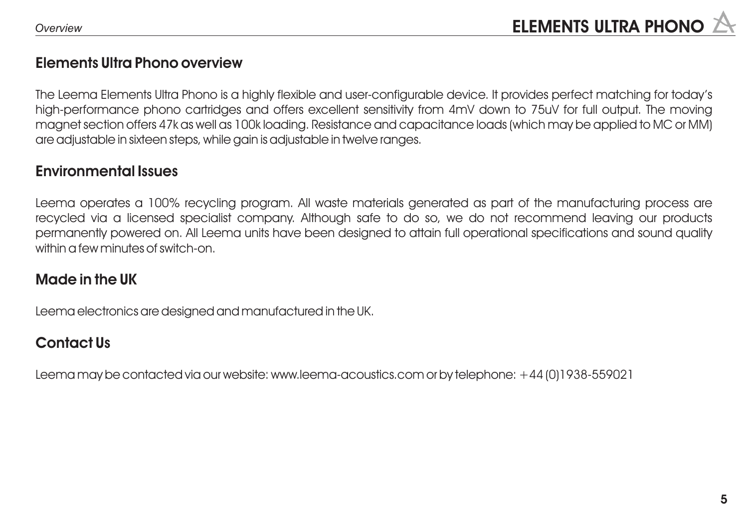## Elements Ultra Phono overview

The Leema Elements Ultra Phono is a highly flexible and user-configurable device. It provides perfect matching for today's high-performance phono cartridges and offers excellent sensitivity from 4mV down to 75uV for full output. The moving magnet section offers 47k as well as 100k loading. Resistance and capacitance loads (which may be applied to MC or MM) are adjustable in sixteen steps, while gain is adjustable in twelve ranges.

## Environmental Issues

Leema operates a 100% recycling program. All waste materials generated as part of the manufacturing process are recycled via a licensed specialist company. Although safe to do so, we do not recommend leaving our products permanently powered on. All Leema units have been designed to attain full operational specifications and sound quality within a few minutes of switch-on.

## Made in the UK

Leema electronics are designed and manufactured in the UK.

## Contact Us

Leema may be contacted via our website: www.leema-acoustics.com or by telephone: +44 (0)1938-559021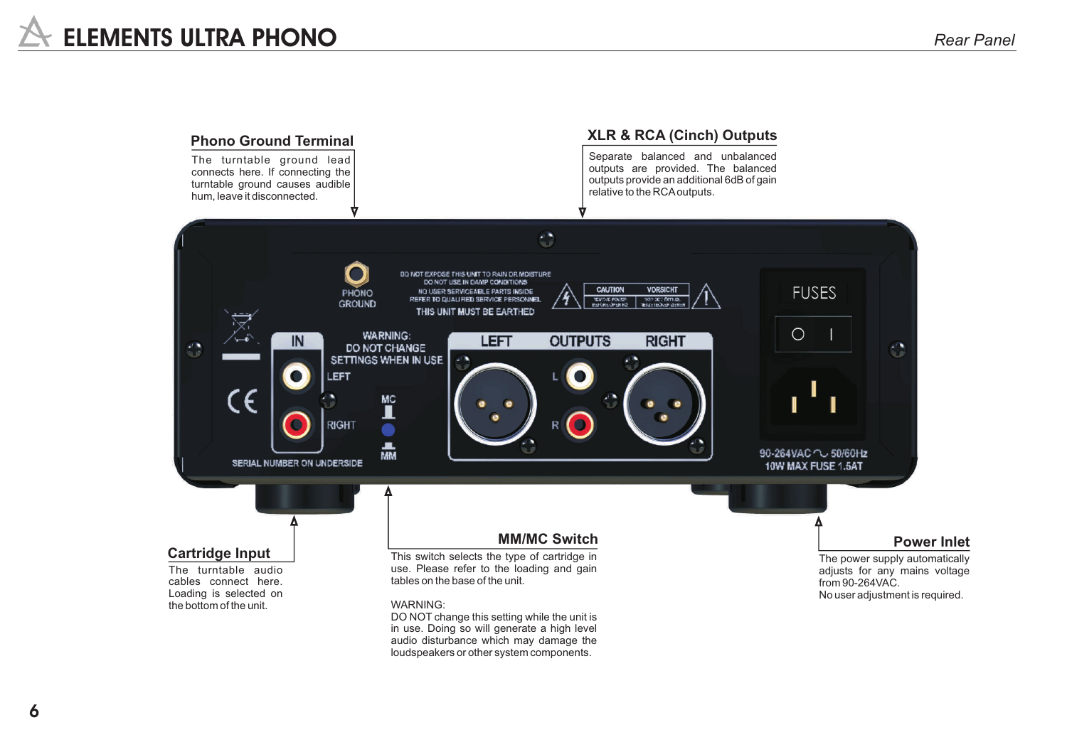# ELEMENTS ULTRA PHONO

*Rear Panel*

## Phono Ground Terminal

The turntable ground lead connects here. If connecting the turntable ground causes audible hum, leave it disconnected.

## XLR & RCA (Cinch) Outputs

Separate balanced and unbalanced outputs are provided. The balanced outputs provide an additional 6dB of gain relative to the RCA outputs.

## Cartridge Input

The turntable audio cables connect here. Loading is selected on the bottom of the unit.

## MM/MC Switch

This switch selects the type of cartridge in use. Please refer to the loading and gain tables on the base of the unit.

WARNING:
DO NOT change this setting while the unit is in use. Doing so will generate a high level audio disturbance which may damage the loudspeakers or other system components.

## Power Inlet

The power supply automatically adjusts for any mains voltage from 90-264VAC.
No user adjustment is required.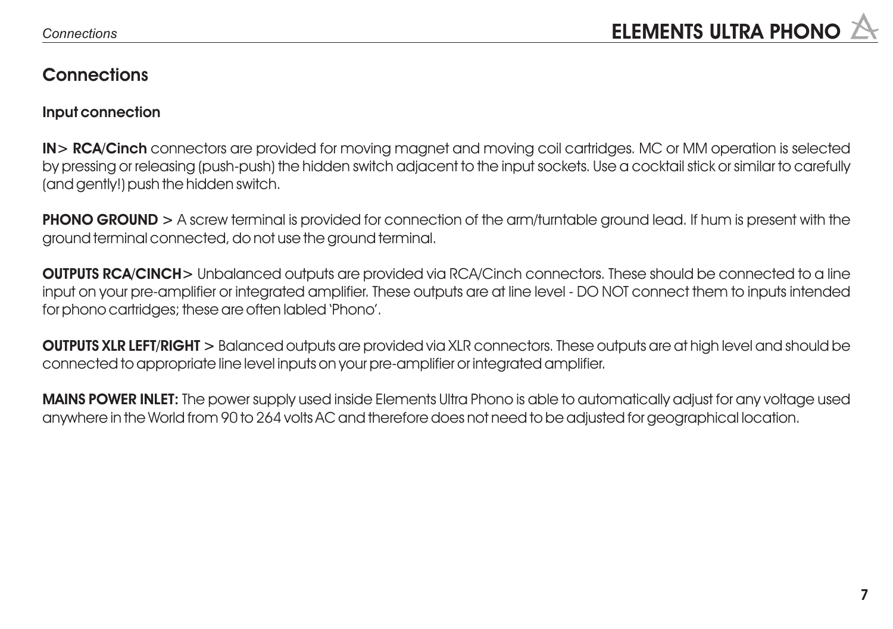## Connections

### Input connection

**IN> RCA/Cinch** connectors are provided for moving magnet and moving coil cartridges. MC or MM operation is selected by pressing or releasing (push-push) the hidden switch adjacent to the input sockets. Use a cocktail stick or similar to carefully (and gently!) push the hidden switch.

**PHONO GROUND** > A screw terminal is provided for connection of the arm/turntable ground lead. If hum is present with the ground terminal connected, do not use the ground terminal.

**OUTPUTS RCA/CINCH**> Unbalanced outputs are provided via RCA/Cinch connectors. These should be connected to a line input on your pre-amplifier or integrated amplifier. These outputs are at line level - DO NOT connect them to inputs intended for phono cartridges; these are often labled 'Phono'.

**OUTPUTS XLR LEFT/RIGHT** > Balanced outputs are provided via XLR connectors. These outputs are at high level and should be connected to appropriate line level inputs on your pre-amplifier or integrated amplifier.

**MAINS POWER INLET:** The power supply used inside Elements Ultra Phono is able to automatically adjust for any voltage used anywhere in the World from 90 to 264 volts AC and therefore does not need to be adjusted for geographical location.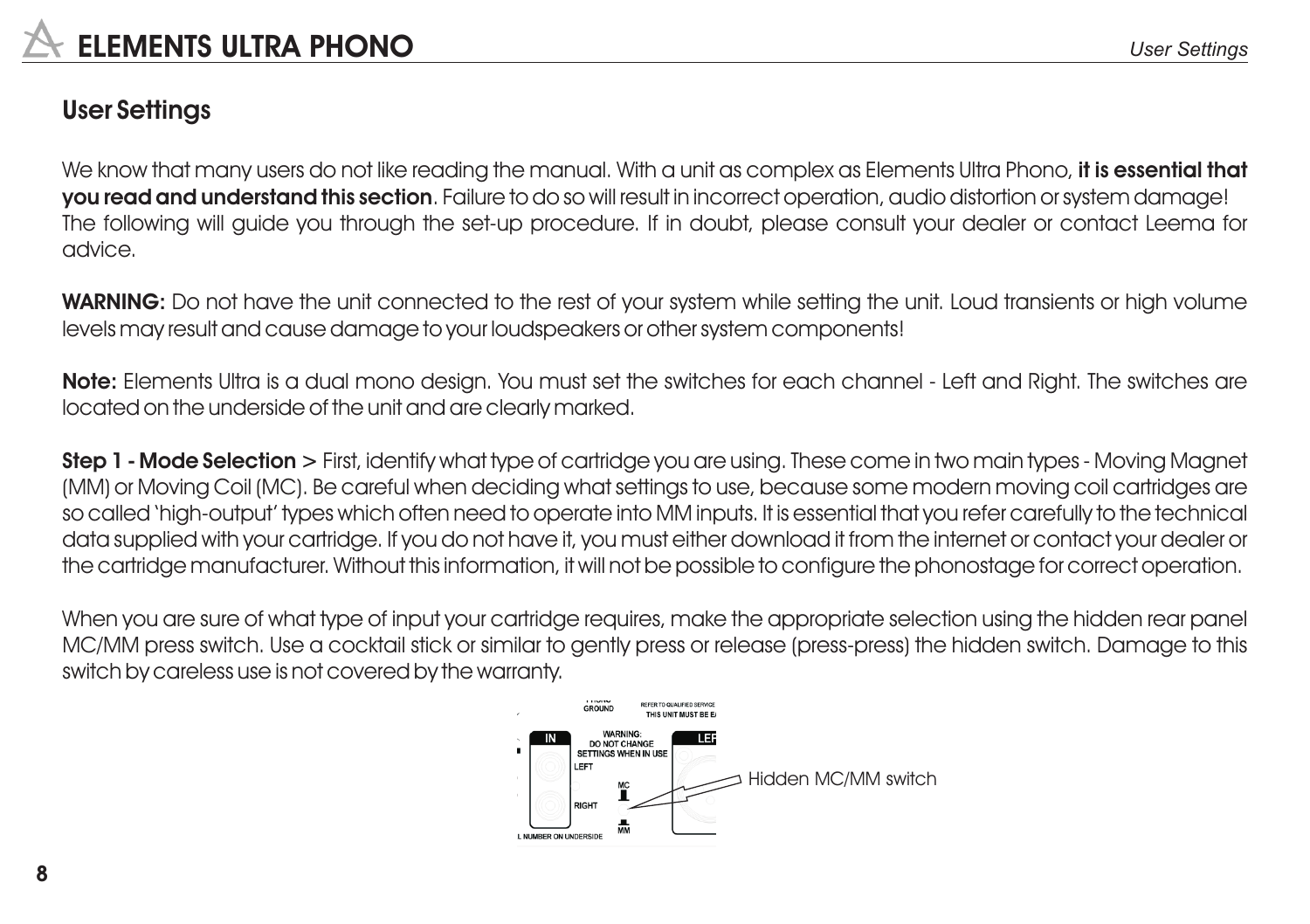## User Settings

We know that many users do not like reading the manual. With a unit as complex as Elements Ultra Phono, **it is essential that you read and understand this section**. Failure to do so will result in incorrect operation, audio distortion or system damage! The following will guide you through the set-up procedure. If in doubt, please consult your dealer or contact Leema for advice.

**WARNING:** Do not have the unit connected to the rest of your system while setting the unit. Loud transients or high volume levels may result and cause damage to your loudspeakers or other system components!

**Note:** Elements Ultra is a dual mono design. You must set the switches for each channel - Left and Right. The switches are located on the underside of the unit and are clearly marked.

**Step 1 - Mode Selection** > First, identify what type of cartridge you are using. These come in two main types - Moving Magnet (MM) or Moving Coil (MC). Be careful when deciding what settings to use, because some modern moving coil cartridges are so called 'high-output' types which often need to operate into MM inputs. It is essential that you refer carefully to the technical data supplied with your cartridge. If you do not have it, you must either download it from the internet or contact your dealer or the cartridge manufacturer. Without this information, it will not be possible to configure the phonostage for correct operation.

When you are sure of what type of input your cartridge requires, make the appropriate selection using the hidden rear panel MC/MM press switch. Use a cocktail stick or similar to gently press or release (press-press) the hidden switch. Damage to this switch by careless use is not covered by the warranty.

Hidden MC/MM switch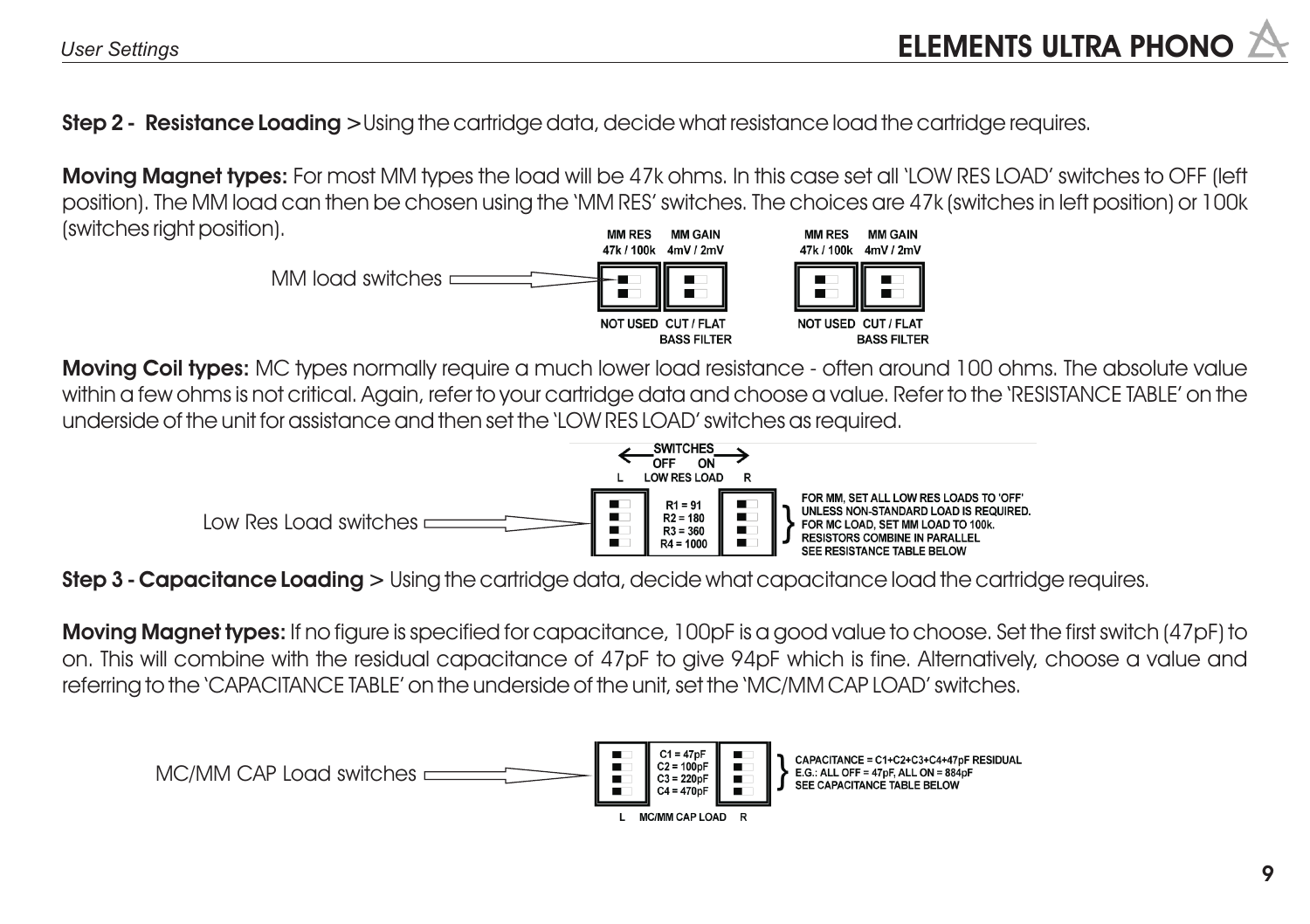**Step 2 - Resistance Loading** > Using the cartridge data, decide what resistance load the cartridge requires.

**Moving Magnet types:** For most MM types the load will be 47k ohms. In this case set all 'LOW RES LOAD' switches to OFF (left position). The MM load can then be chosen using the 'MM RES' switches. The choices are 47k (switches in left position) or 100k (switches right position).

MM load switches

MM RES 47k / 100k — MM GAIN 4mV / 2mV

NOT USED — CUT / FLAT BASS FILTER

**Moving Coil types:** MC types normally require a much lower load resistance - often around 100 ohms. The absolute value within a few ohms is not critical. Again, refer to your cartridge data and choose a value. Refer to the 'RESISTANCE TABLE' on the underside of the unit for assistance and then set the 'LOW RES LOAD' switches as required.

Low Res Load switches

SWITCHES: OFF / ON — L LOW RES LOAD R

R1 = 91
R2 = 180
R3 = 360
R4 = 1000

FOR MM, SET ALL LOW RES LOADS TO 'OFF' UNLESS NON-STANDARD LOAD IS REQUIRED. FOR MC LOAD, SET MM LOAD TO 100k. RESISTORS COMBINE IN PARALLEL SEE RESISTANCE TABLE BELOW

**Step 3 - Capacitance Loading** > Using the cartridge data, decide what capacitance load the cartridge requires.

**Moving Magnet types:** If no figure is specified for capacitance, 100pF is a good value to choose. Set the first switch (47pF) to on. This will combine with the residual capacitance of 47pF to give 94pF which is fine. Alternatively, choose a value and referring to the 'CAPACITANCE TABLE' on the underside of the unit, set the 'MC/MM CAP LOAD' switches.

MC/MM CAP Load switches

C1 = 47pF
C2 = 100pF
C3 = 220pF
C4 = 470pF

L MC/MM CAP LOAD R

CAPACITANCE = C1+C2+C3+C4+47pF RESIDUAL
E.G.: ALL OFF = 47pF, ALL ON = 884pF
SEE CAPACITANCE TABLE BELOW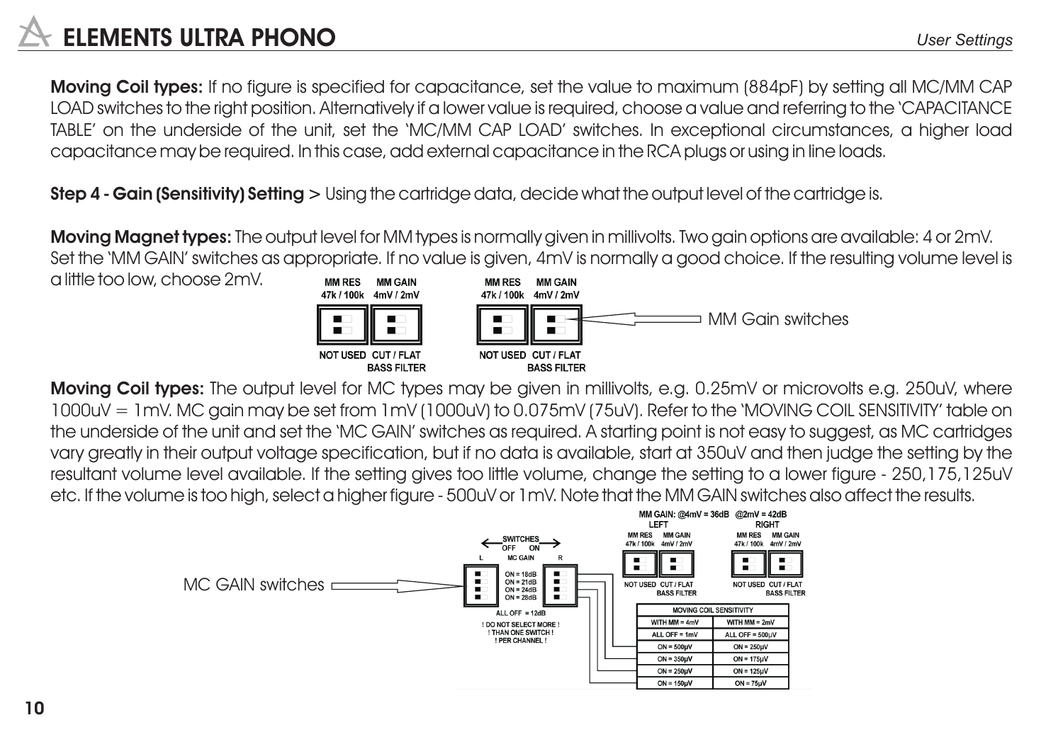**Moving Coil types:** If no figure is specified for capacitance, set the value to maximum (884pF) by setting all MC/MM CAP LOAD switches to the right position. Alternatively if a lower value is required, choose a value and referring to the 'CAPACITANCE TABLE' on the underside of the unit, set the 'MC/MM CAP LOAD' switches. In exceptional circumstances, a higher load capacitance may be required. In this case, add external capacitance in the RCA plugs or using in line loads.

**Step 4 - Gain (Sensitivity) Setting** > Using the cartridge data, decide what the output level of the cartridge is.

**Moving Magnet types:** The output level for MM types is normally given in millivolts. Two gain options are available: 4 or 2mV. Set the 'MM GAIN' switches as appropriate. If no value is given, 4mV is normally a good choice. If the resulting volume level is a little too low, choose 2mV.

MM RES 47k / 100k — MM GAIN 4mV / 2mV — NOT USED — CUT / FLAT BASS FILTER

MM Gain switches

**Moving Coil types:** The output level for MC types may be given in millivolts, e.g. 0.25mV or microvolts e.g. 250uV, where 1000uV = 1mV. MC gain may be set from 1mV (1000uV) to 0.075mV (75uV). Refer to the 'MOVING COIL SENSITIVITY' table on the underside of the unit and set the 'MC GAIN' switches as required. A starting point is not easy to suggest, as MC cartridges vary greatly in their output voltage specification, but if no data is available, start at 350uV and then judge the setting by the resultant volume level available. If the setting gives too little volume, change the setting to a lower figure - 250,175,125uV etc. If the volume is too high, select a higher figure - 500uV or 1mV. Note that the MM GAIN switches also affect the results.

MC GAIN switches

SWITCHES OFF ON — MC GAIN (L / R)

ON = 18dB
ON = 21dB
ON = 24dB
ON = 28dB

ALL OFF = 12dB

! DO NOT SELECT MORE ! ! THAN ONE SWITCH ! ! PER CHANNEL !

MM GAIN: @4mV = 36dB @2mV = 42dB

LEFT / RIGHT: MM RES 47k / 100k — MM GAIN 4mV / 2mV — NOT USED — CUT / FLAT BASS FILTER

| MOVING COIL SENSITIVITY | |
|---|---|
| WITH MM = 4mV | WITH MM = 2mV |
| ALL OFF = 1mV | ALL OFF = 500µV |
| ON = 500µV | ON = 250µV |
| ON = 350µV | ON = 175µV |
| ON = 250µV | ON = 125µV |
| ON = 150µV | ON = 75µV |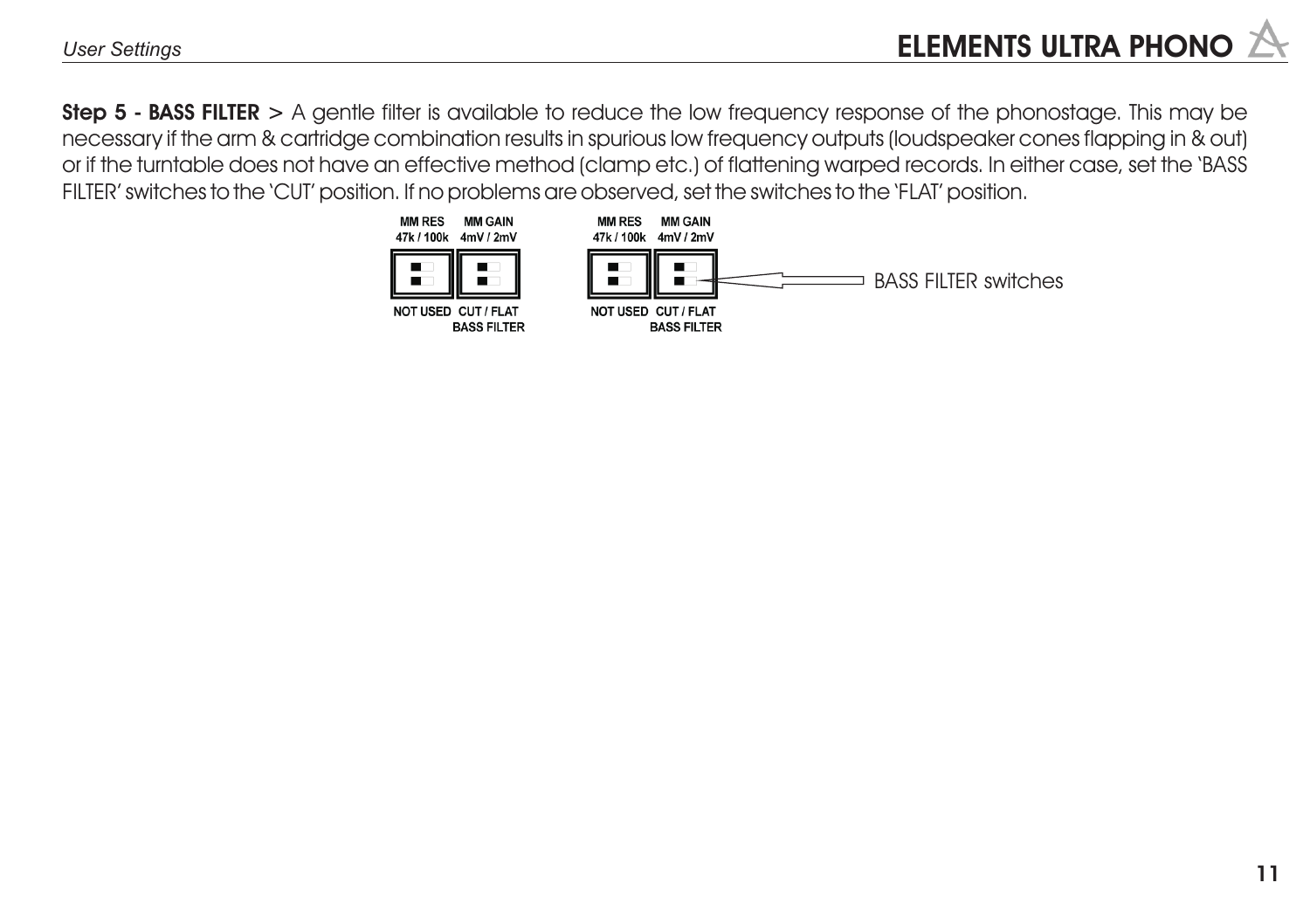**Step 5 - BASS FILTER** > A gentle filter is available to reduce the low frequency response of the phonostage. This may be necessary if the arm & cartridge combination results in spurious low frequency outputs (loudspeaker cones flapping in & out) or if the turntable does not have an effective method (clamp etc.) of flattening warped records. In either case, set the 'BASS FILTER' switches to the 'CUT' position. If no problems are observed, set the switches to the 'FLAT' position.

MM RES 47k / 100k — MM GAIN 4mV / 2mV

NOT USED — CUT / FLAT BASS FILTER

MM RES 47k / 100k — MM GAIN 4mV / 2mV

NOT USED — CUT / FLAT BASS FILTER

BASS FILTER switches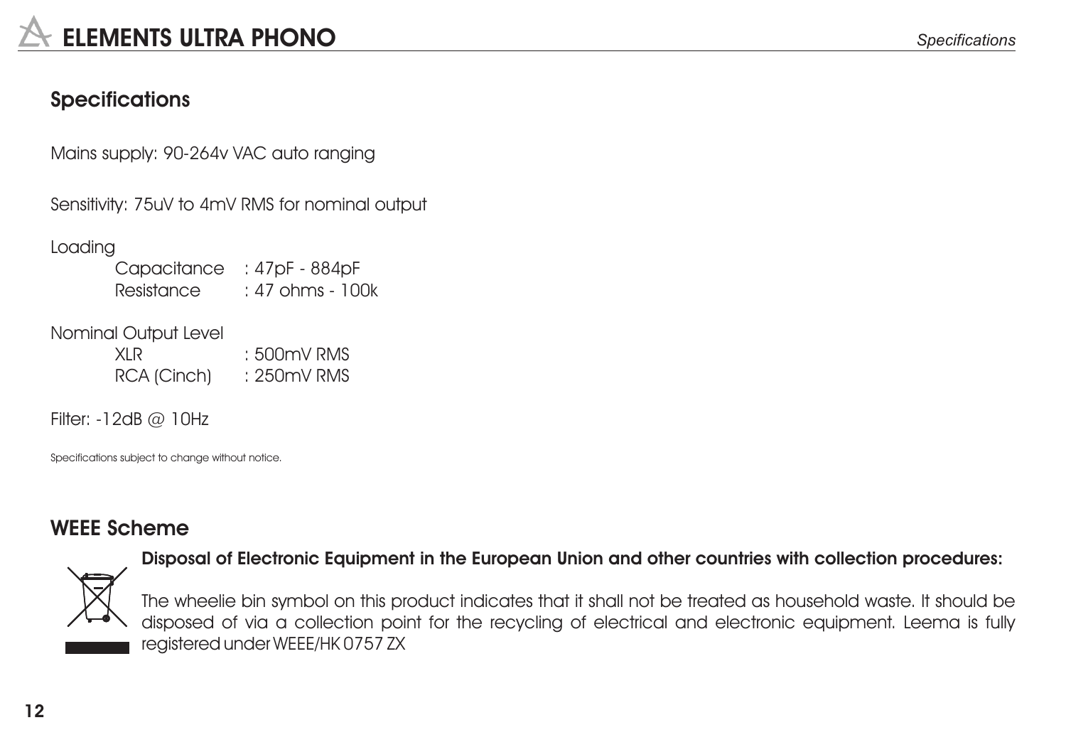## Specifications

Mains supply: 90-264v VAC auto ranging

Sensitivity: 75uV to 4mV RMS for nominal output

Loading

| | |
|---|---|
| Capacitance | : 47pF - 884pF |
| Resistance | : 47 ohms - 100k |

Nominal Output Level

| | |
|---|---|
| XLR | : 500mV RMS |
| RCA (Cinch) | : 250mV RMS |

Filter: -12dB @ 10Hz

Specifications subject to change without notice.

## WEEE Scheme

**Disposal of Electronic Equipment in the European Union and other countries with collection procedures:**

The wheelie bin symbol on this product indicates that it shall not be treated as household waste. It should be disposed of via a collection point for the recycling of electrical and electronic equipment. Leema is fully registered under WEEE/HK 0757 ZX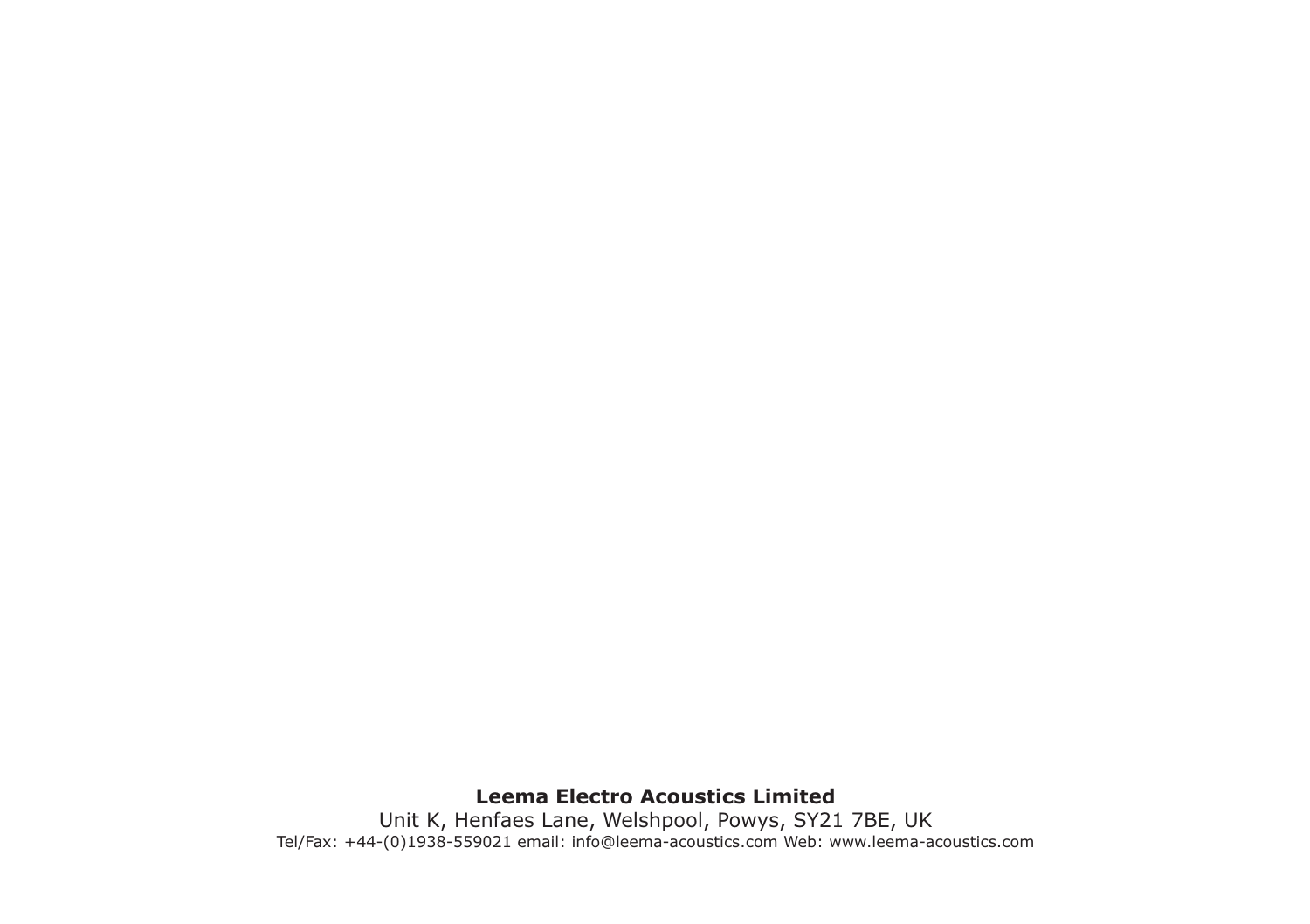**Leema Electro Acoustics Limited**

Unit K, Henfaes Lane, Welshpool, Powys, SY21 7BE, UK

Tel/Fax: +44-(0)1938-559021 email: info@leema-acoustics.com Web: www.leema-acoustics.com